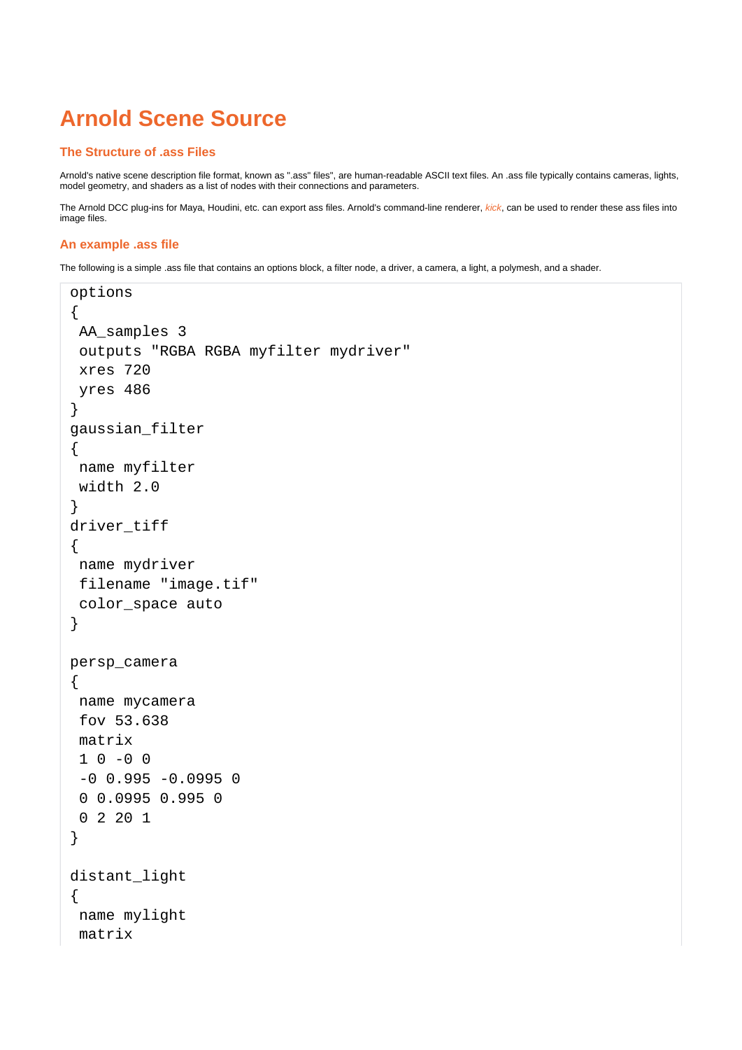# Arnold Scene Source

### The Structure of .ass Files

Arnold's native scene description file format, known as ".ass" files", are human-readable ASCII text files. An .ass file typically contains cameras, lights, model geometry, and shaders as a list of nodes with their connections and parameters.

The Arnold DCC plug-ins for Maya, Houdini, etc. can export ass files. Arnold's command-line renderer, *kick*, can be used to render these ass files into image files.

### An example .ass file

The following is a simple .ass file that contains an options block, a filter node, a driver, a camera, a light, a polymesh, and a shader.

```
options
{
 AA_samples 3
 outputs "RGBA RGBA myfilter mydriver"
 xres 720
 yres 486
}
gaussian_filter
{
 name myfilter
 width 2.0
}
driver_tiff
{
 name mydriver
 filename "image.tif"
 color_space auto
}

persp_camera
{
 name mycamera
 fov 53.638
 matrix
 1 0 -0 0
 -0 0.995 -0.0995 0
 0 0.0995 0.995 0
 0 2 20 1
}

distant_light
{
 name mylight
 matrix
```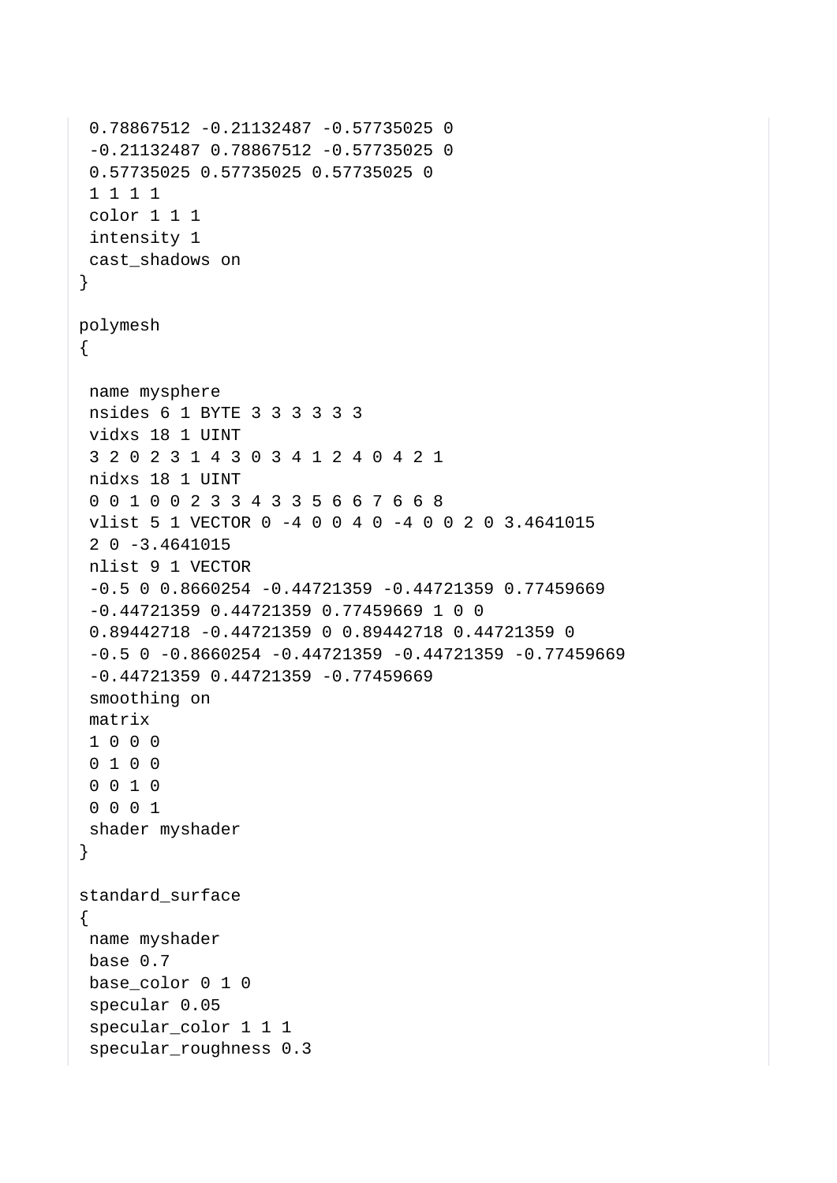```
 0.78867512 -0.21132487 -0.57735025 0
 -0.21132487 0.78867512 -0.57735025 0
 0.57735025 0.57735025 0.57735025 0
 1 1 1 1
 color 1 1 1
 intensity 1
 cast_shadows on
}

polymesh
{

 name mysphere
 nsides 6 1 BYTE 3 3 3 3 3 3
 vidxs 18 1 UINT
 3 2 0 2 3 1 4 3 0 3 4 1 2 4 0 4 2 1
 nidxs 18 1 UINT
 0 0 1 0 0 2 3 3 4 3 3 5 6 6 7 6 6 8
 vlist 5 1 VECTOR 0 -4 0 0 4 0 -4 0 0 2 0 3.4641015
 2 0 -3.4641015
 nlist 9 1 VECTOR
 -0.5 0 0.8660254 -0.44721359 -0.44721359 0.77459669
 -0.44721359 0.44721359 0.77459669 1 0 0
 0.89442718 -0.44721359 0 0.89442718 0.44721359 0
 -0.5 0 -0.8660254 -0.44721359 -0.44721359 -0.77459669
 -0.44721359 0.44721359 -0.77459669
 smoothing on
 matrix
 1 0 0 0
 0 1 0 0
 0 0 1 0
 0 0 0 1
 shader myshader
}

standard_surface
{
 name myshader
 base 0.7
 base_color 0 1 0
 specular 0.05
 specular_color 1 1 1
 specular_roughness 0.3
```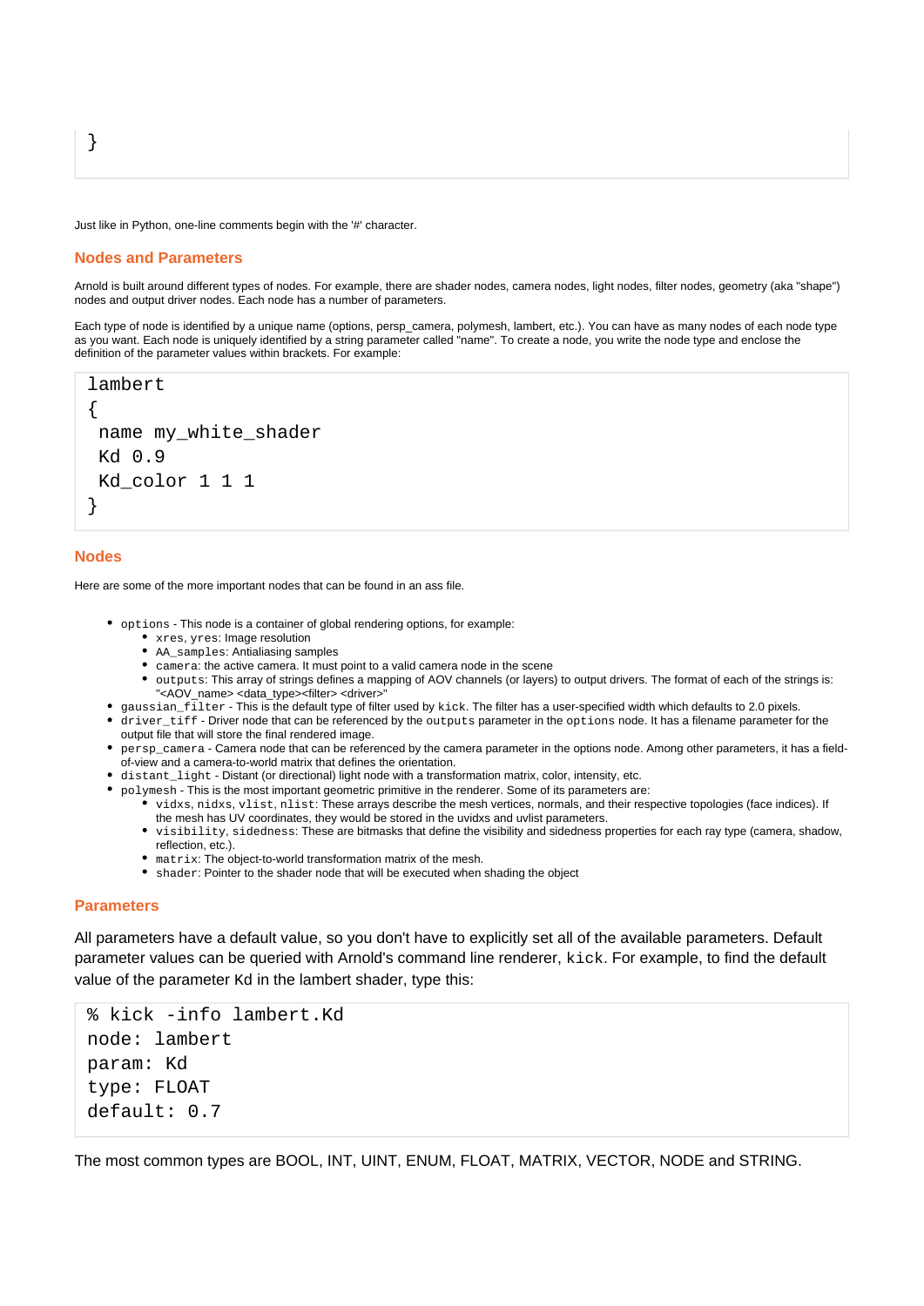```
}
```

Just like in Python, one-line comments begin with the '#' character.

## Nodes and Parameters

Arnold is built around different types of nodes. For example, there are shader nodes, camera nodes, light nodes, filter nodes, geometry (aka "shape") nodes and output driver nodes. Each node has a number of parameters.

Each type of node is identified by a unique name (options, persp_camera, polymesh, lambert, etc.). You can have as many nodes of each node type as you want. Each node is uniquely identified by a string parameter called "name". To create a node, you write the node type and enclose the definition of the parameter values within brackets. For example:

```
lambert
{
 name my_white_shader
 Kd 0.9
 Kd_color 1 1 1
}
```

## Nodes

Here are some of the more important nodes that can be found in an ass file.

- `options` - This node is a container of global rendering options, for example:
  - `xres`, `yres`: Image resolution
  - `AA_samples`: Antialiasing samples
  - `camera`: the active camera. It must point to a valid camera node in the scene
  - `outputs`: This array of strings defines a mapping of AOV channels (or layers) to output drivers. The format of each of the strings is: "<AOV_name> <data_type><filter> <driver>"
- `gaussian_filter` - This is the default type of filter used by `kick`. The filter has a user-specified width which defaults to 2.0 pixels.
- `driver_tiff` - Driver node that can be referenced by the `outputs` parameter in the `options` node. It has a filename parameter for the output file that will store the final rendered image.
- `persp_camera` - Camera node that can be referenced by the camera parameter in the options node. Among other parameters, it has a field-of-view and a camera-to-world matrix that defines the orientation.
- `distant_light` - Distant (or directional) light node with a transformation matrix, color, intensity, etc.
- `polymesh` - This is the most important geometric primitive in the renderer. Some of its parameters are:
  - `vidxs`, `nidxs`, `vlist`, `nlist`: These arrays describe the mesh vertices, normals, and their respective topologies (face indices). If the mesh has UV coordinates, they would be stored in the uvidxs and uvlist parameters.
  - `visibility`, `sidedness`: These are bitmasks that define the visibility and sidedness properties for each ray type (camera, shadow, reflection, etc.).
  - `matrix`: The object-to-world transformation matrix of the mesh.
  - `shader`: Pointer to the shader node that will be executed when shading the object

## Parameters

All parameters have a default value, so you don't have to explicitly set all of the available parameters. Default parameter values can be queried with Arnold's command line renderer, `kick`. For example, to find the default value of the parameter Kd in the lambert shader, type this:

```
% kick -info lambert.Kd
node: lambert
param: Kd
type: FLOAT
default: 0.7
```

The most common types are BOOL, INT, UINT, ENUM, FLOAT, MATRIX, VECTOR, NODE and STRING.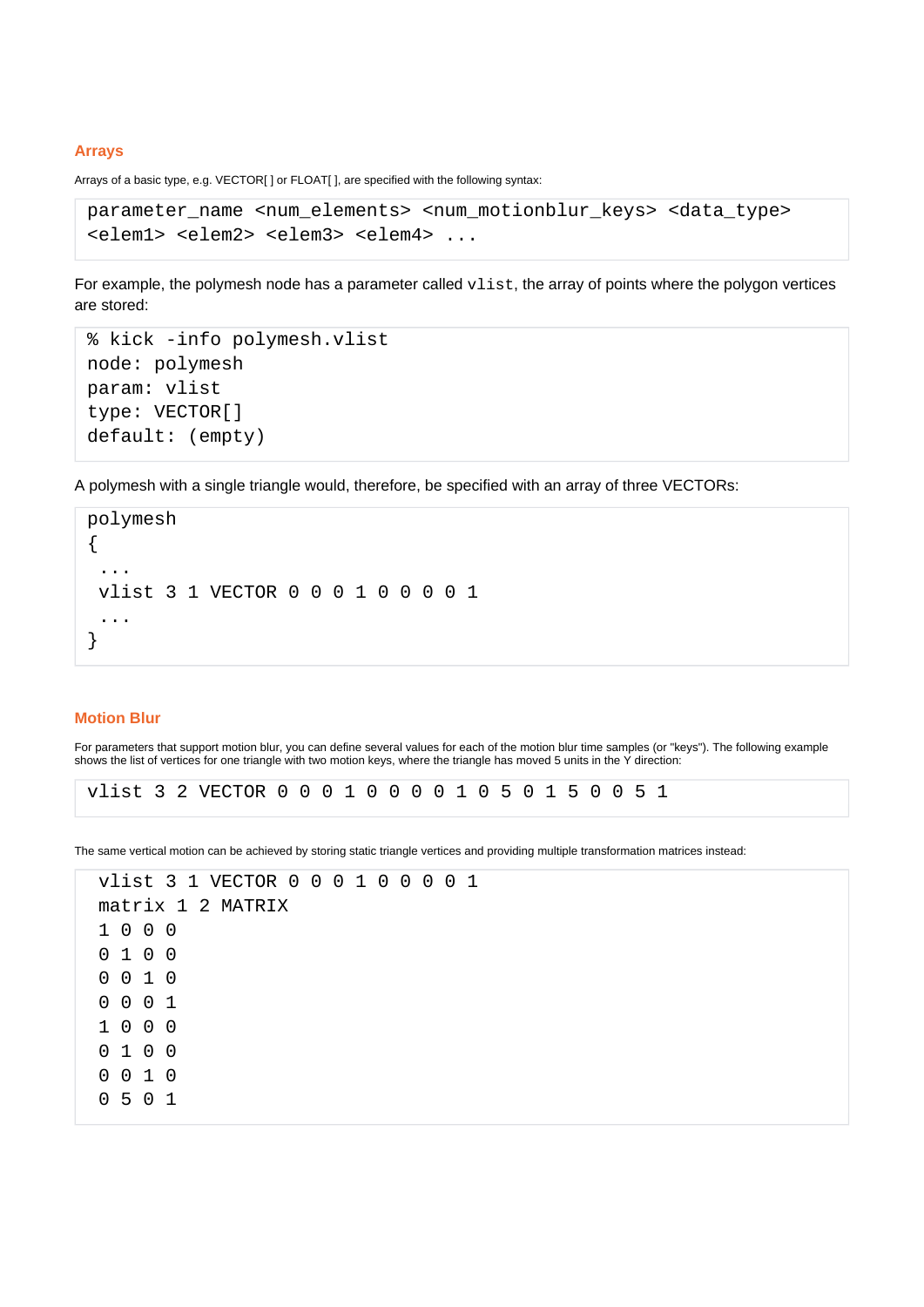## Arrays

Arrays of a basic type, e.g. VECTOR[ ] or FLOAT[ ], are specified with the following syntax:

```
parameter_name <num_elements> <num_motionblur_keys> <data_type>
<elem1> <elem2> <elem3> <elem4> ...
```

For example, the polymesh node has a parameter called `vlist`, the array of points where the polygon vertices are stored:

```
% kick -info polymesh.vlist
node: polymesh
param: vlist
type: VECTOR[]
default: (empty)
```

A polymesh with a single triangle would, therefore, be specified with an array of three VECTORs:

```
polymesh
{
 ...
 vlist 3 1 VECTOR 0 0 0 1 0 0 0 0 1
 ...
}
```

## Motion Blur

For parameters that support motion blur, you can define several values for each of the motion blur time samples (or "keys"). The following example shows the list of vertices for one triangle with two motion keys, where the triangle has moved 5 units in the Y direction:

```
vlist 3 2 VECTOR 0 0 0 1 0 0 0 0 1 0 5 0 1 5 0 0 5 1
```

The same vertical motion can be achieved by storing static triangle vertices and providing multiple transformation matrices instead:

```
 vlist 3 1 VECTOR 0 0 0 1 0 0 0 0 1
 matrix 1 2 MATRIX
 1 0 0 0
 0 1 0 0
 0 0 1 0
 0 0 0 1
 1 0 0 0
 0 1 0 0
 0 0 1 0
 0 5 0 1
```